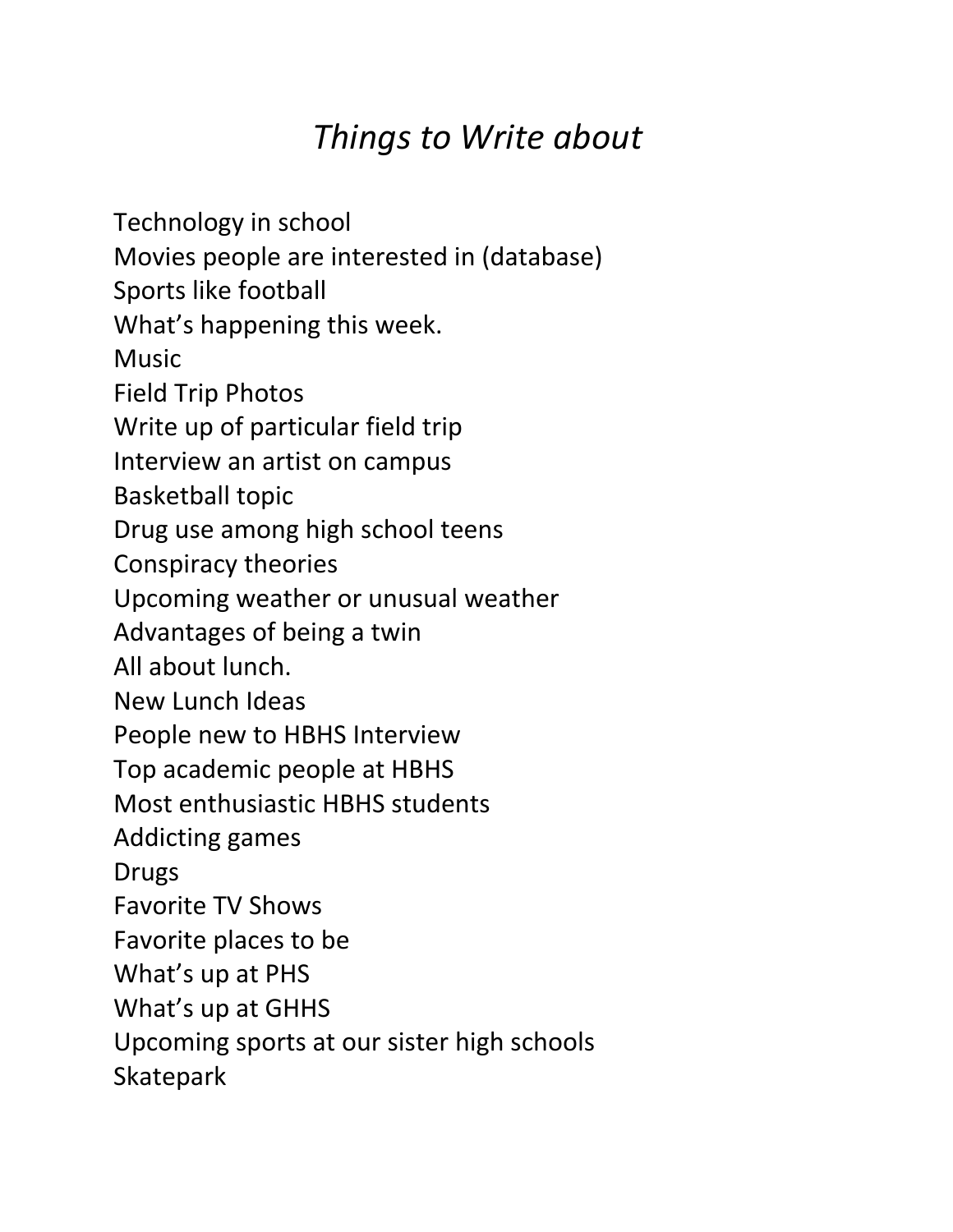# *Things to Write about*

Technology in school
Movies people are interested in (database)
Sports like football
What's happening this week.
Music
Field Trip Photos
Write up of particular field trip
Interview an artist on campus
Basketball topic
Drug use among high school teens
Conspiracy theories
Upcoming weather or unusual weather
Advantages of being a twin
All about lunch.
New Lunch Ideas
People new to HBHS Interview
Top academic people at HBHS
Most enthusiastic HBHS students
Addicting games
Drugs
Favorite TV Shows
Favorite places to be
What's up at PHS
What's up at GHHS
Upcoming sports at our sister high schools
Skatepark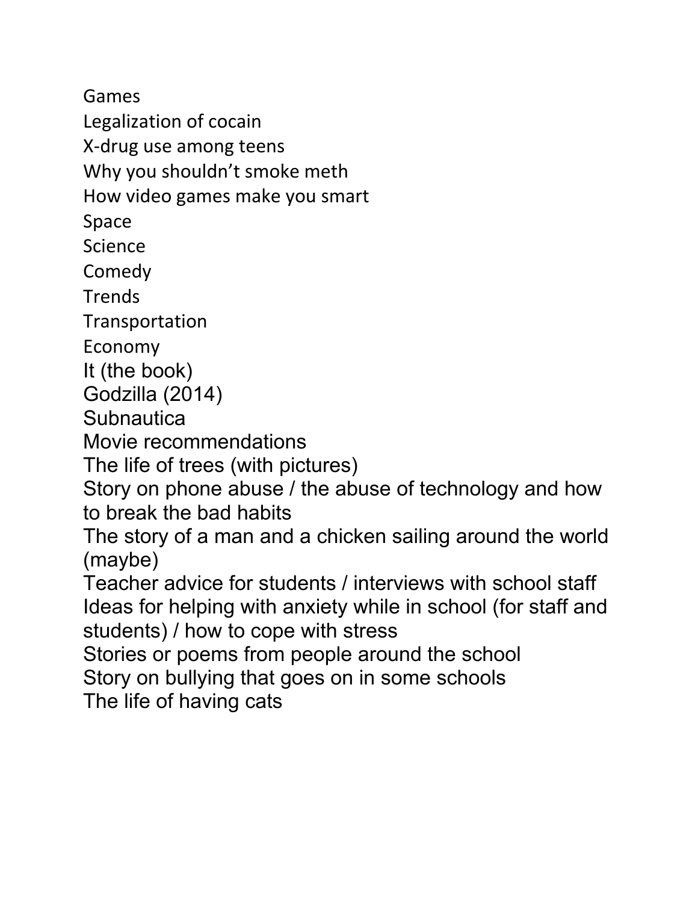Games
Legalization of cocain
X-drug use among teens
Why you shouldn't smoke meth
How video games make you smart
Space
Science
Comedy
Trends
Transportation
Economy
It (the book)
Godzilla (2014)
Subnautica
Movie recommendations
The life of trees (with pictures)
Story on phone abuse / the abuse of technology and how to break the bad habits
The story of a man and a chicken sailing around the world (maybe)
Teacher advice for students / interviews with school staff
Ideas for helping with anxiety while in school (for staff and students) / how to cope with stress
Stories or poems from people around the school
Story on bullying that goes on in some schools
The life of having cats